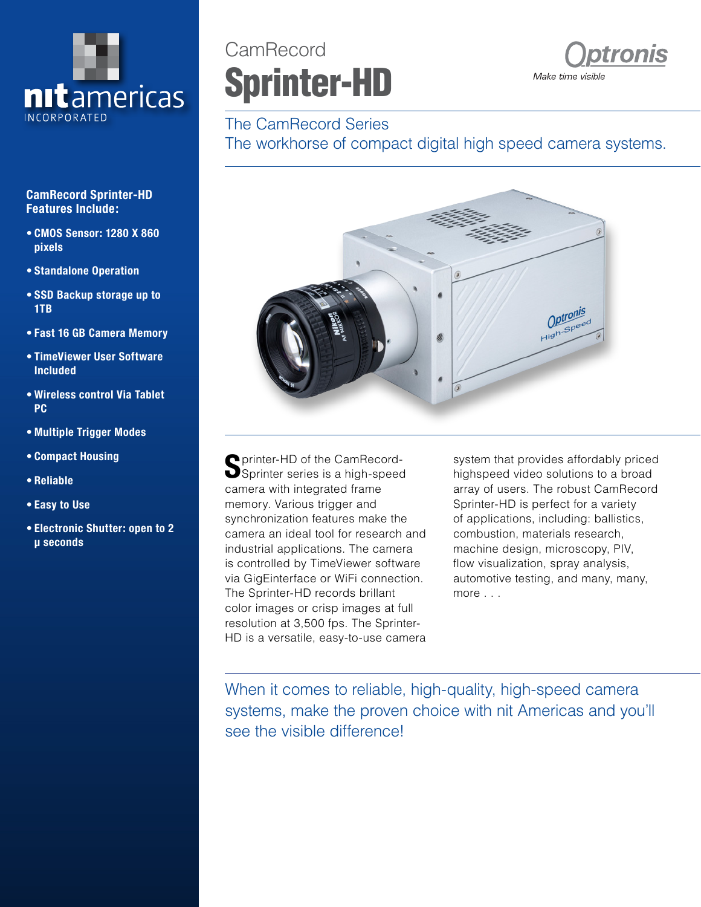nitamericas
INCORPORATED

CamRecord

# Sprinter-HD

Optronis
*Make time visible*

## The CamRecord Series
## The workhorse of compact digital high speed camera systems.

**CamRecord Sprinter-HD Features Include:**

- **CMOS Sensor: 1280 X 860 pixels**
- **Standalone Operation**
- **SSD Backup storage up to 1TB**
- **Fast 16 GB Camera Memory**
- **TimeViewer User Software Included**
- **Wireless control Via Tablet PC**
- **Multiple Trigger Modes**
- **Compact Housing**
- **Reliable**
- **Easy to Use**
- **Electronic Shutter: open to 2 µ seconds**

Sprinter-HD of the CamRecord-Sprinter series is a high-speed camera with integrated frame memory. Various trigger and synchronization features make the camera an ideal tool for research and industrial applications. The camera is controlled by TimeViewer software via GigEinterface or WiFi connection. The Sprinter-HD records brillant color images or crisp images at full resolution at 3,500 fps. The Sprinter-HD is a versatile, easy-to-use camera system that provides affordably priced highspeed video solutions to a broad array of users. The robust CamRecord Sprinter-HD is perfect for a variety of applications, including: ballistics, combustion, materials research, machine design, microscopy, PIV, flow visualization, spray analysis, automotive testing, and many, many, more . . .

When it comes to reliable, high-quality, high-speed camera systems, make the proven choice with nit Americas and you'll see the visible difference!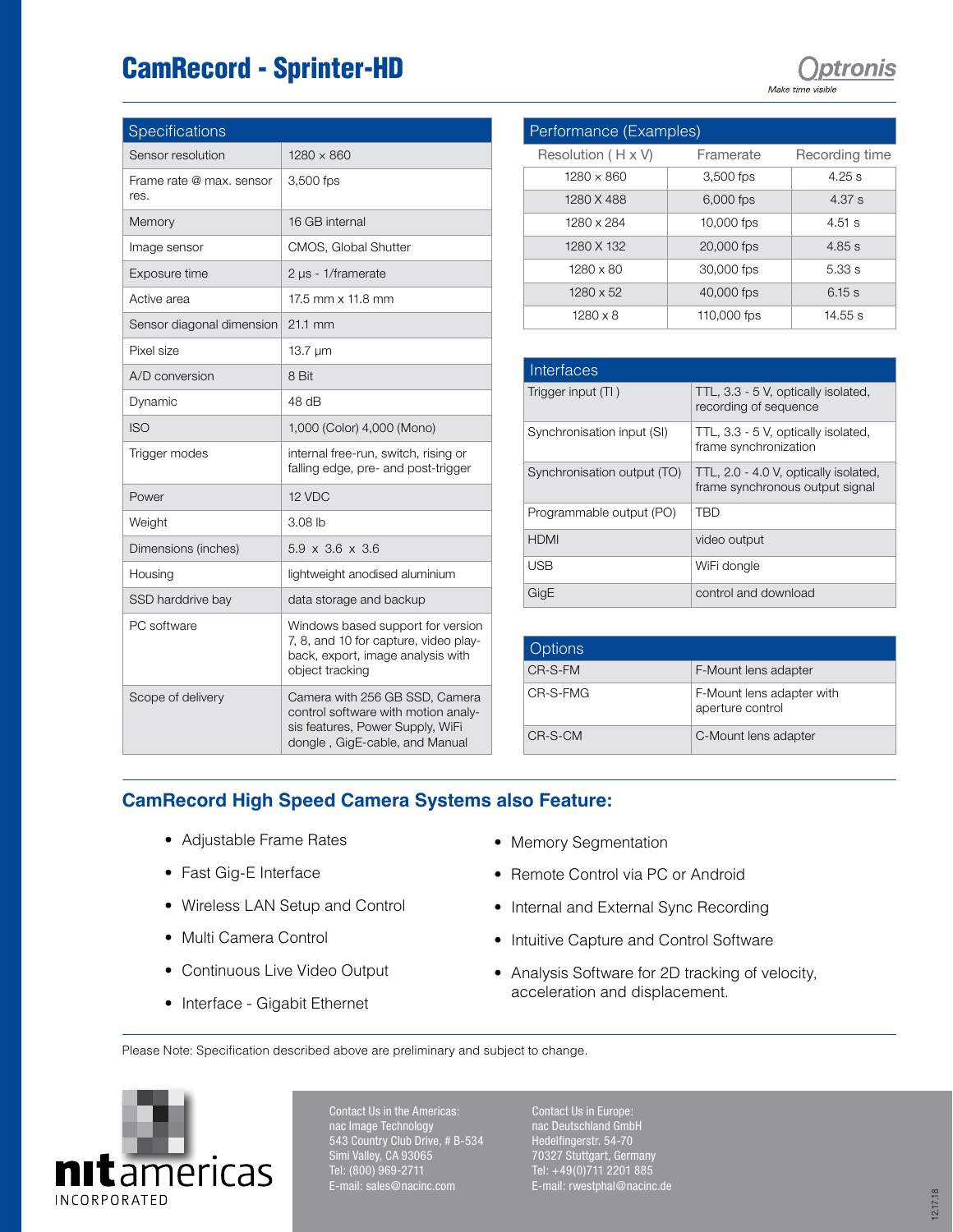# CamRecord - Sprinter-HD

Optronis
Make time visible

## Specifications

| | |
|---|---|
| Sensor resolution | 1280 × 860 |
| Frame rate @ max. sensor res. | 3,500 fps |
| Memory | 16 GB internal |
| Image sensor | CMOS, Global Shutter |
| Exposure time | 2 µs - 1/framerate |
| Active area | 17.5 mm x 11.8 mm |
| Sensor diagonal dimension | 21.1 mm |
| Pixel size | 13.7 µm |
| A/D conversion | 8 Bit |
| Dynamic | 48 dB |
| ISO | 1,000 (Color) 4,000 (Mono) |
| Trigger modes | internal free-run, switch, rising or falling edge, pre- and post-trigger |
| Power | 12 VDC |
| Weight | 3.08 lb |
| Dimensions (inches) | 5.9 x 3.6 x 3.6 |
| Housing | lightweight anodised aluminium |
| SSD harddrive bay | data storage and backup |
| PC software | Windows based support for version 7, 8, and 10 for capture, video play-back, export, image analysis with object tracking |
| Scope of delivery | Camera with 256 GB SSD, Camera control software with motion analysis features, Power Supply, WiFi dongle , GigE-cable, and Manual |

## Performance (Examples)

| Resolution ( H x V) | Framerate | Recording time |
|---|---|---|
| 1280 × 860 | 3,500 fps | 4.25 s |
| 1280 X 488 | 6,000 fps | 4.37 s |
| 1280 x 284 | 10,000 fps | 4.51 s |
| 1280 X 132 | 20,000 fps | 4.85 s |
| 1280 x 80 | 30,000 fps | 5.33 s |
| 1280 x 52 | 40,000 fps | 6.15 s |
| 1280 x 8 | 110,000 fps | 14.55 s |

## Interfaces

| | |
|---|---|
| Trigger input (TI ) | TTL, 3.3 - 5 V, optically isolated, recording of sequence |
| Synchronisation input (SI) | TTL, 3.3 - 5 V, optically isolated, frame synchronization |
| Synchronisation output (TO) | TTL, 2.0 - 4.0 V, optically isolated, frame synchronous output signal |
| Programmable output (PO) | TBD |
| HDMI | video output |
| USB | WiFi dongle |
| GigE | control and download |

## Options

| | |
|---|---|
| CR-S-FM | F-Mount lens adapter |
| CR-S-FMG | F-Mount lens adapter with aperture control |
| CR-S-CM | C-Mount lens adapter |

## CamRecord High Speed Camera Systems also Feature:

- Adjustable Frame Rates
- Fast Gig-E Interface
- Wireless LAN Setup and Control
- Multi Camera Control
- Continuous Live Video Output
- Interface - Gigabit Ethernet
- Memory Segmentation
- Remote Control via PC or Android
- Internal and External Sync Recording
- Intuitive Capture and Control Software
- Analysis Software for 2D tracking of velocity, acceleration and displacement.

Please Note: Specification described above are preliminary and subject to change.

nitamericas INCORPORATED

Contact Us in the Americas:
nac Image Technology
543 Country Club Drive, # B-534
Simi Valley, CA 93065
Tel: (800) 969-2711
E-mail: sales@nacinc.com

Contact Us in Europe:
nac Deutschland GmbH
Hedelfingerstr. 54-70
70327 Stuttgart, Germany
Tel: +49(0)711 2201 885
E-mail: rwestphal@nacinc.de

12.17.18